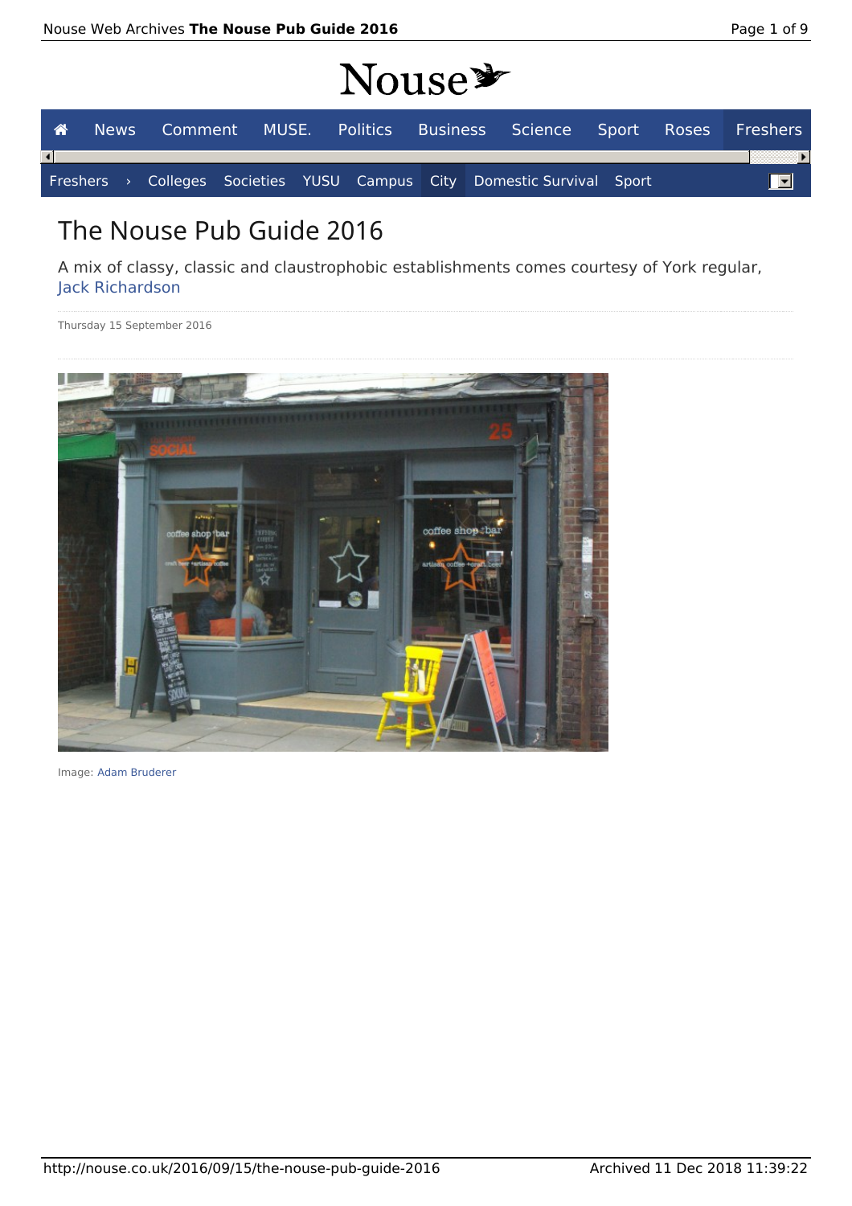# The Nouse Pub Guide 2016

A mix of classy, classic and claustrophobic establishments comes courtesy of York regular, Jack Richardson

Thursday 15 September 2016

Image: Adam Bruderer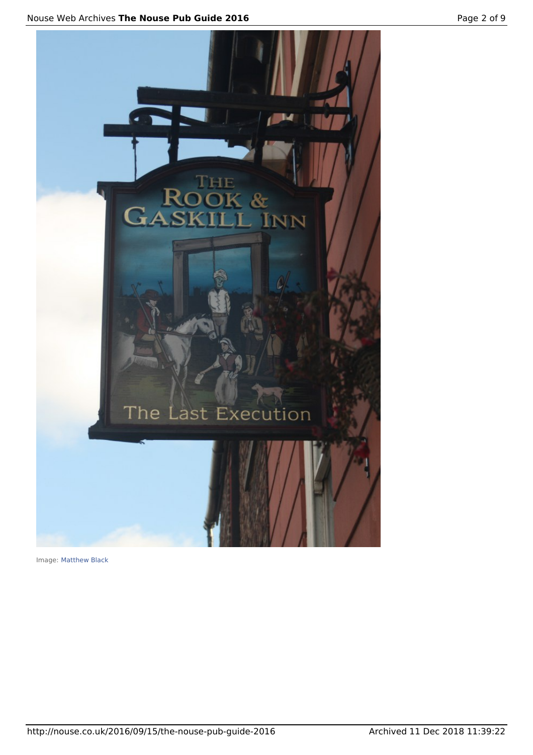Image: Matthew Black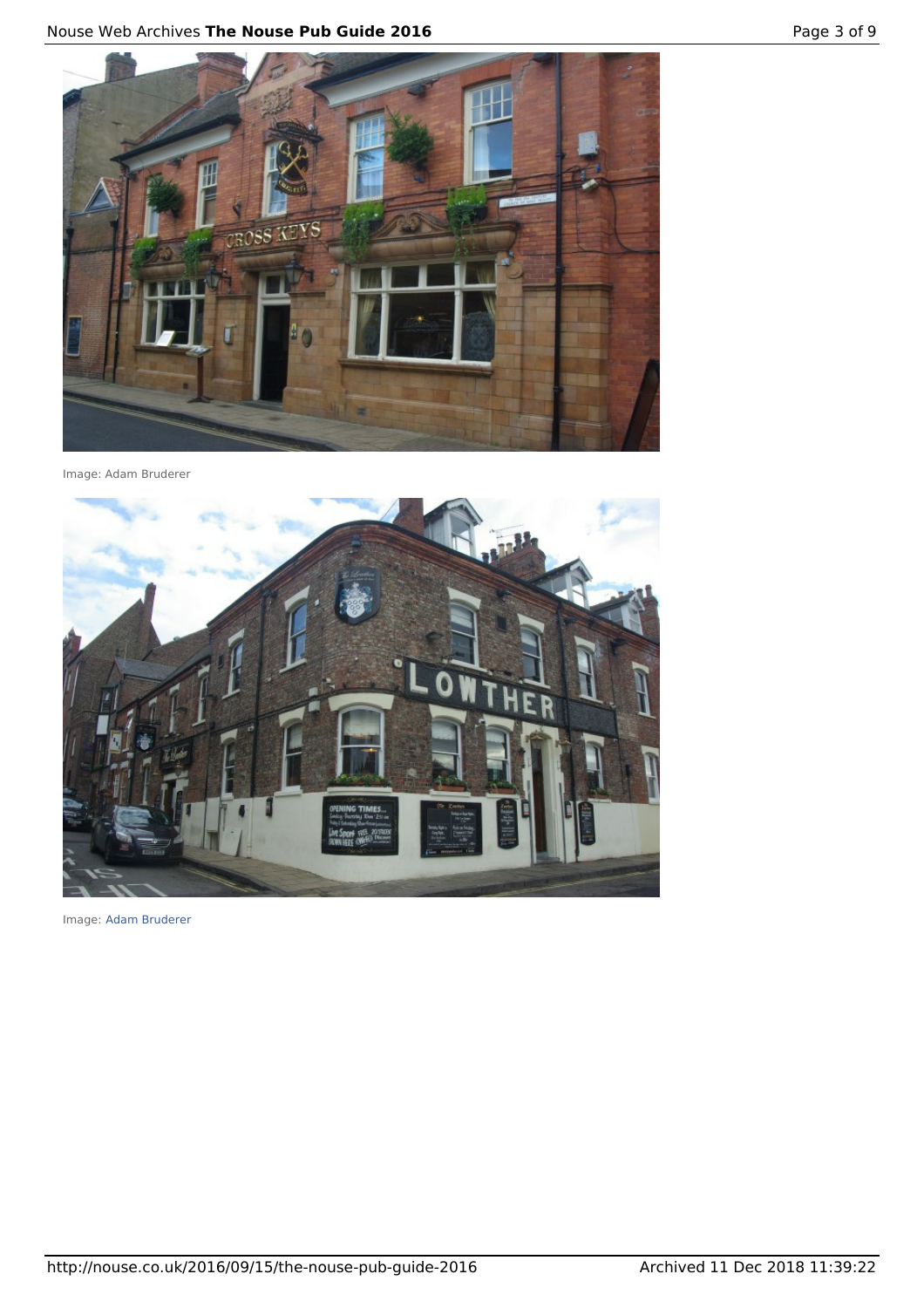Image: Adam Bruderer

Image: Adam Bruderer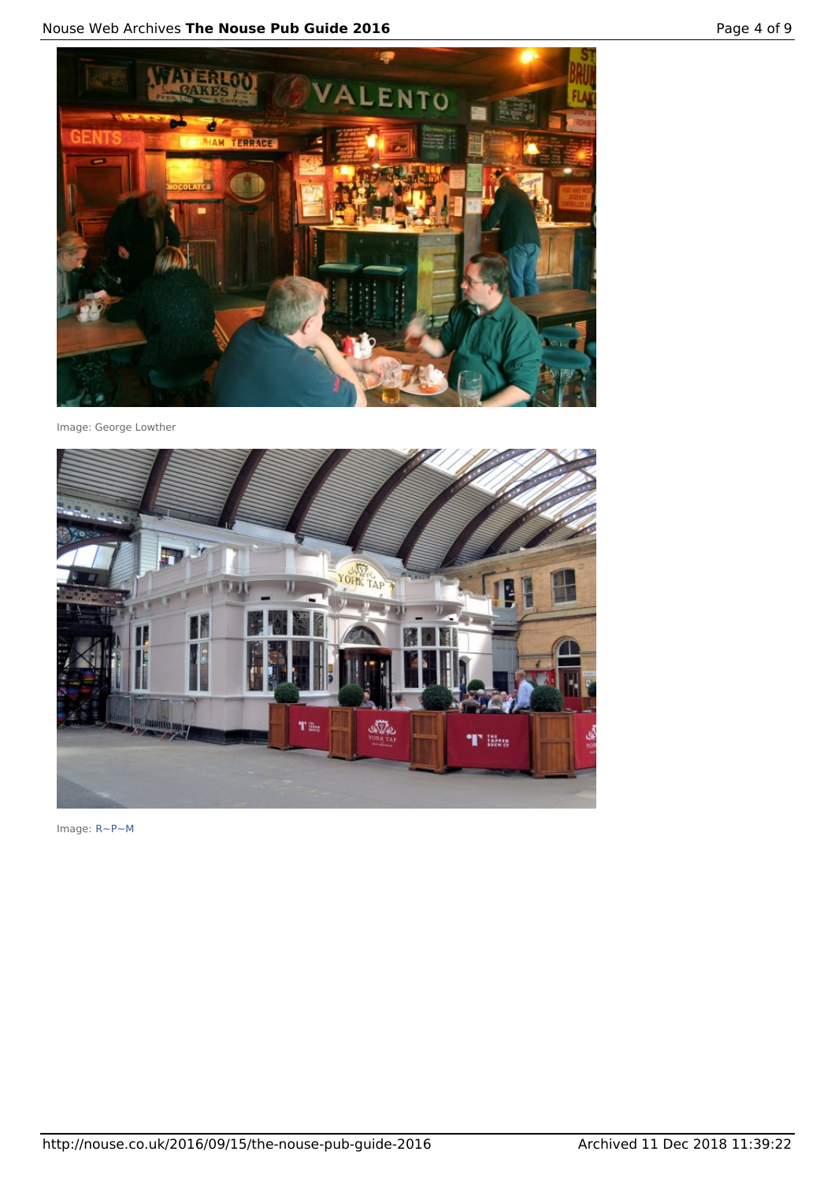Image: George Lowther

Image: R~P~M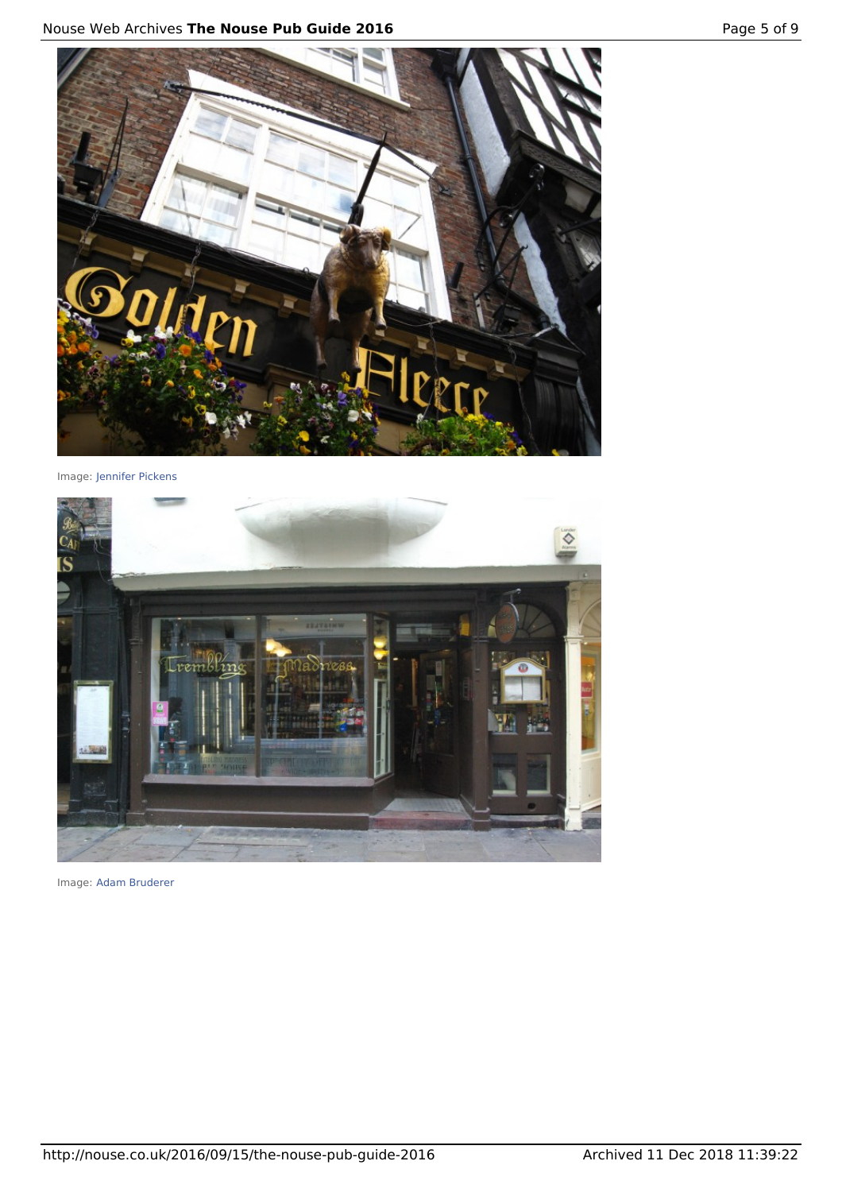Image: Jennifer Pickens

Image: Adam Bruderer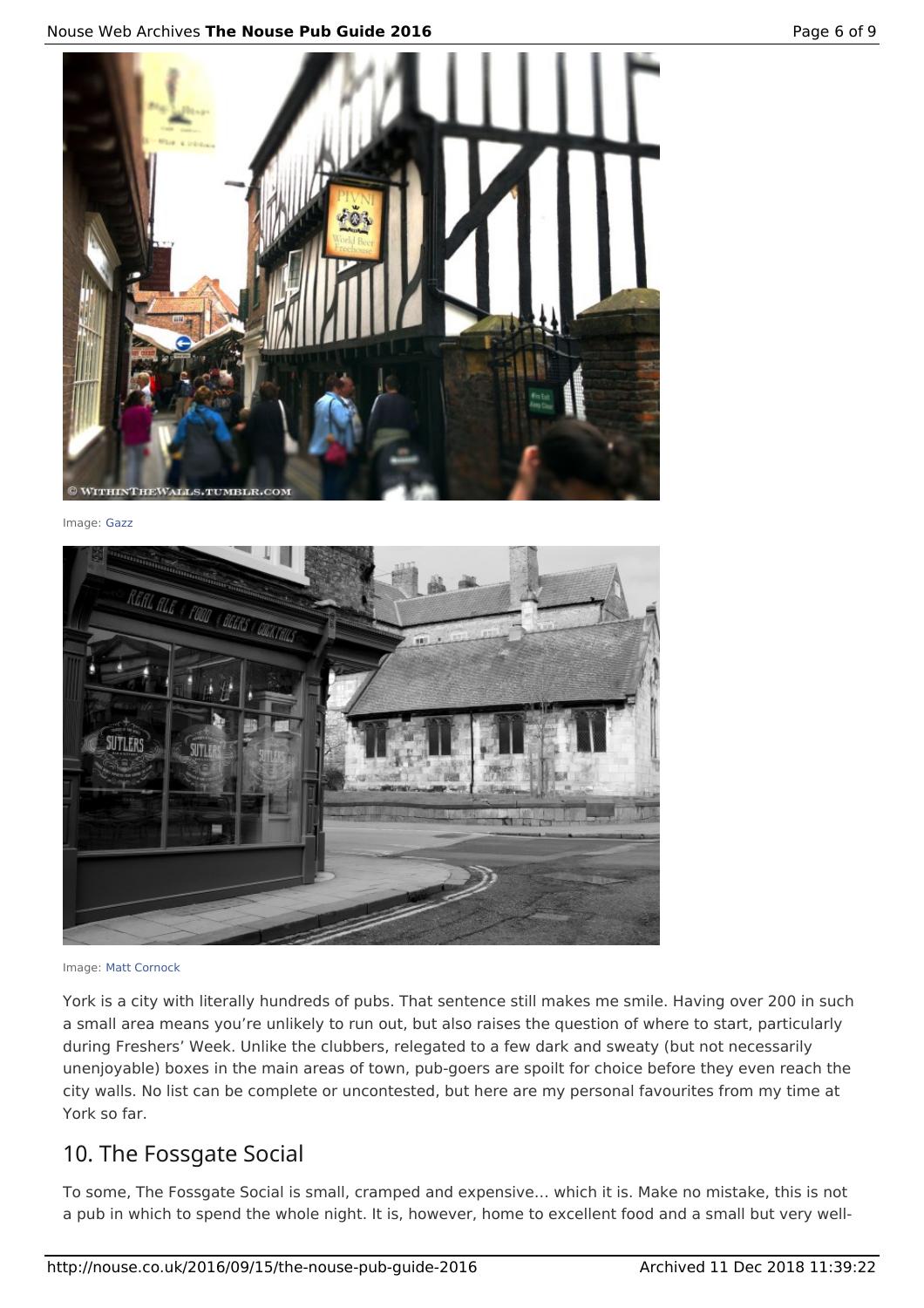Image: Gazz

Image: Matt Cornock

York is a city with literally hundreds of pubs. That sentence still makes me smile. Having over 200 in such a small area means you're unlikely to run out, but also raises the question of where to start, particularly during Freshers' Week. Unlike the clubbers, relegated to a few dark and sweaty (but not necessarily unenjoyable) boxes in the main areas of town, pub-goers are spoilt for choice before they even reach the city walls. No list can be complete or uncontested, but here are my personal favourites from my time at York so far.

## 10. The Fossgate Social

To some, The Fossgate Social is small, cramped and expensive… which it is. Make no mistake, this is not a pub in which to spend the whole night. It is, however, home to excellent food and a small but very well-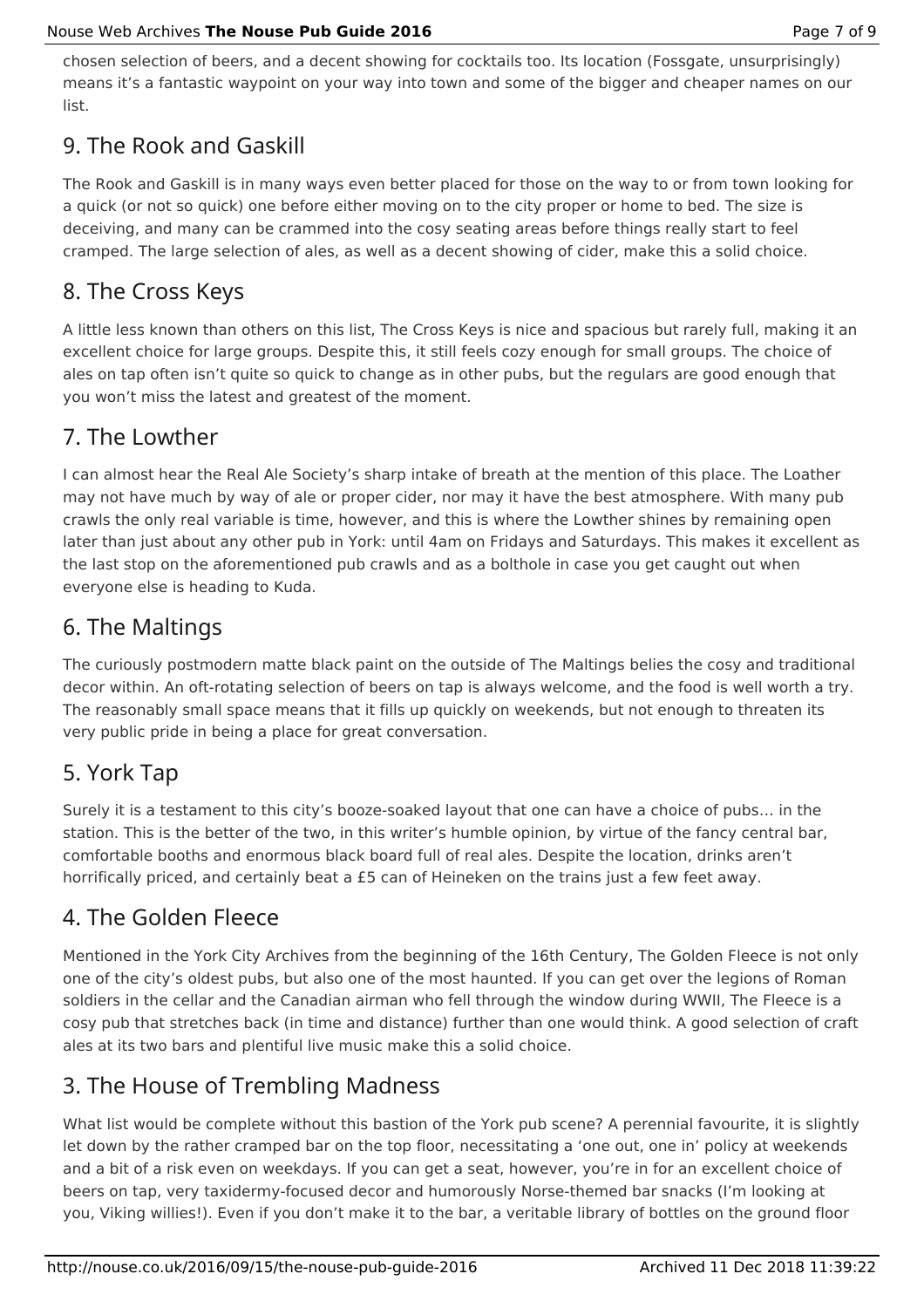chosen selection of beers, and a decent showing for cocktails too. Its location (Fossgate, unsurprisingly) means it's a fantastic waypoint on your way into town and some of the bigger and cheaper names on our list.

## 9. The Rook and Gaskill

The Rook and Gaskill is in many ways even better placed for those on the way to or from town looking for a quick (or not so quick) one before either moving on to the city proper or home to bed. The size is deceiving, and many can be crammed into the cosy seating areas before things really start to feel cramped. The large selection of ales, as well as a decent showing of cider, make this a solid choice.

## 8. The Cross Keys

A little less known than others on this list, The Cross Keys is nice and spacious but rarely full, making it an excellent choice for large groups. Despite this, it still feels cozy enough for small groups. The choice of ales on tap often isn't quite so quick to change as in other pubs, but the regulars are good enough that you won't miss the latest and greatest of the moment.

## 7. The Lowther

I can almost hear the Real Ale Society's sharp intake of breath at the mention of this place. The Loather may not have much by way of ale or proper cider, nor may it have the best atmosphere. With many pub crawls the only real variable is time, however, and this is where the Lowther shines by remaining open later than just about any other pub in York: until 4am on Fridays and Saturdays. This makes it excellent as the last stop on the aforementioned pub crawls and as a bolthole in case you get caught out when everyone else is heading to Kuda.

## 6. The Maltings

The curiously postmodern matte black paint on the outside of The Maltings belies the cosy and traditional decor within. An oft-rotating selection of beers on tap is always welcome, and the food is well worth a try. The reasonably small space means that it fills up quickly on weekends, but not enough to threaten its very public pride in being a place for great conversation.

## 5. York Tap

Surely it is a testament to this city's booze-soaked layout that one can have a choice of pubs… in the station. This is the better of the two, in this writer's humble opinion, by virtue of the fancy central bar, comfortable booths and enormous black board full of real ales. Despite the location, drinks aren't horrifically priced, and certainly beat a £5 can of Heineken on the trains just a few feet away.

## 4. The Golden Fleece

Mentioned in the York City Archives from the beginning of the 16th Century, The Golden Fleece is not only one of the city's oldest pubs, but also one of the most haunted. If you can get over the legions of Roman soldiers in the cellar and the Canadian airman who fell through the window during WWII, The Fleece is a cosy pub that stretches back (in time and distance) further than one would think. A good selection of craft ales at its two bars and plentiful live music make this a solid choice.

## 3. The House of Trembling Madness

What list would be complete without this bastion of the York pub scene? A perennial favourite, it is slightly let down by the rather cramped bar on the top floor, necessitating a 'one out, one in' policy at weekends and a bit of a risk even on weekdays. If you can get a seat, however, you're in for an excellent choice of beers on tap, very taxidermy-focused decor and humorously Norse-themed bar snacks (I'm looking at you, Viking willies!). Even if you don't make it to the bar, a veritable library of bottles on the ground floor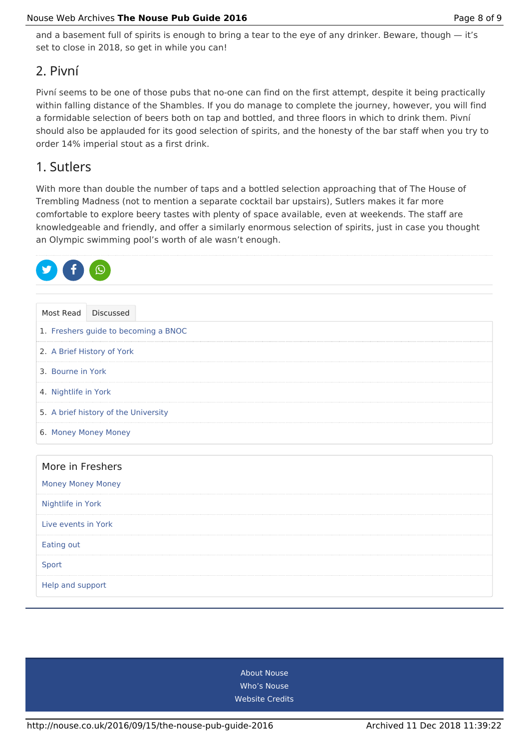and a basement full of spirits is enough to bring a tear to the eye of any drinker. Beware, though — it's set to close in 2018, so get in while you can!

## 2. Pivní

Pivní seems to be one of those pubs that no-one can find on the first attempt, despite it being practically within falling distance of the Shambles. If you do manage to complete the journey, however, you will find a formidable selection of beers both on tap and bottled, and three floors in which to drink them. Pivní should also be applauded for its good selection of spirits, and the honesty of the bar staff when you try to order 14% imperial stout as a first drink.

## 1. Sutlers

With more than double the number of taps and a bottled selection approaching that of The House of Trembling Madness (not to mention a separate cocktail bar upstairs), Sutlers makes it far more comfortable to explore beery tastes with plenty of space available, even at weekends. The staff are knowledgeable and friendly, and offer a similarly enormous selection of spirits, just in case you thought an Olympic swimming pool's worth of ale wasn't enough.

Most Read | Discussed

1. Freshers guide to becoming a BNOC
2. A Brief History of York
3. Bourne in York
4. Nightlife in York
5. A brief history of the University
6. Money Money Money

### More in Freshers

- Money Money Money
- Nightlife in York
- Live events in York
- Eating out
- Sport
- Help and support

About Nouse
Who's Nouse
Website Credits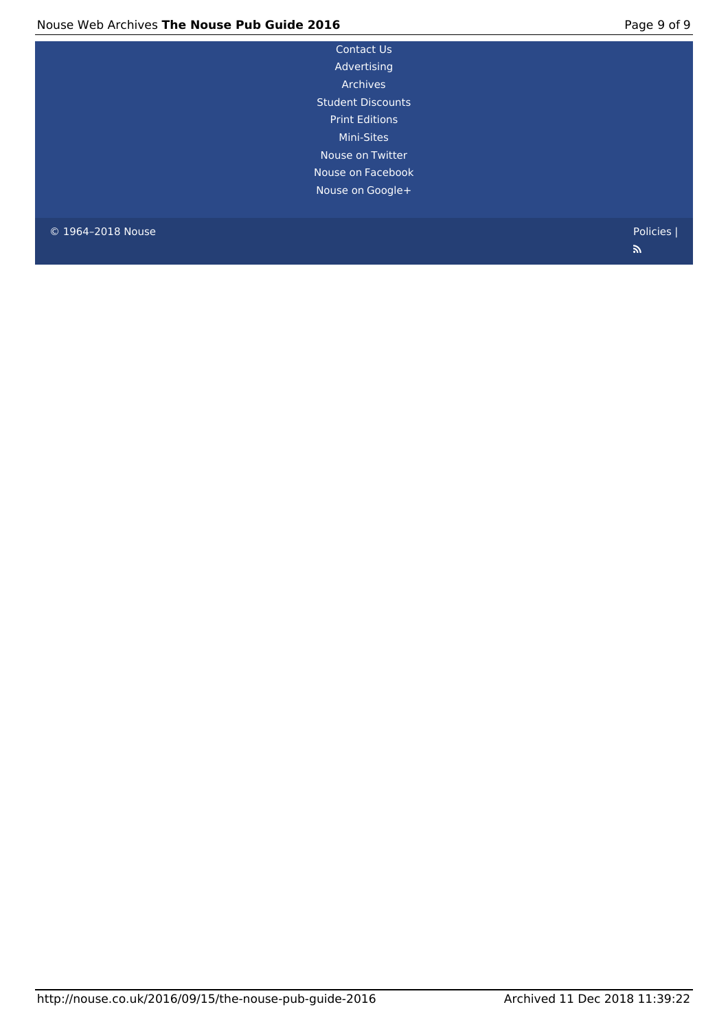Contact Us
Advertising
Archives
Student Discounts
Print Editions
Mini-Sites
Nouse on Twitter
Nouse on Facebook
Nouse on Google+

© 1964–2018 Nouse

Policies |